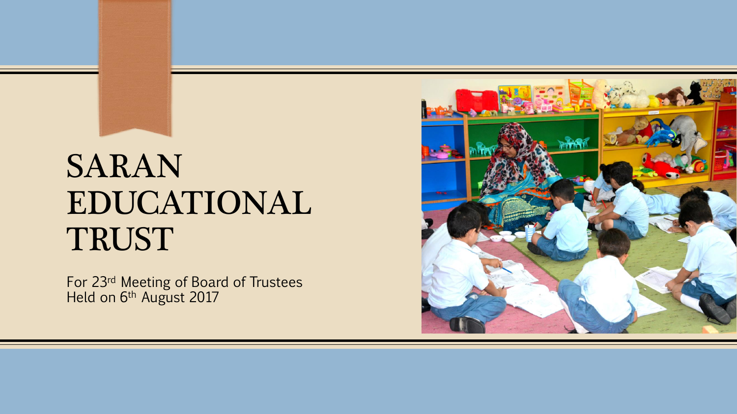# SARAN EDUCATIONAL TRUST

For 23rd Meeting of Board of Trustees
Held on 6th August 2017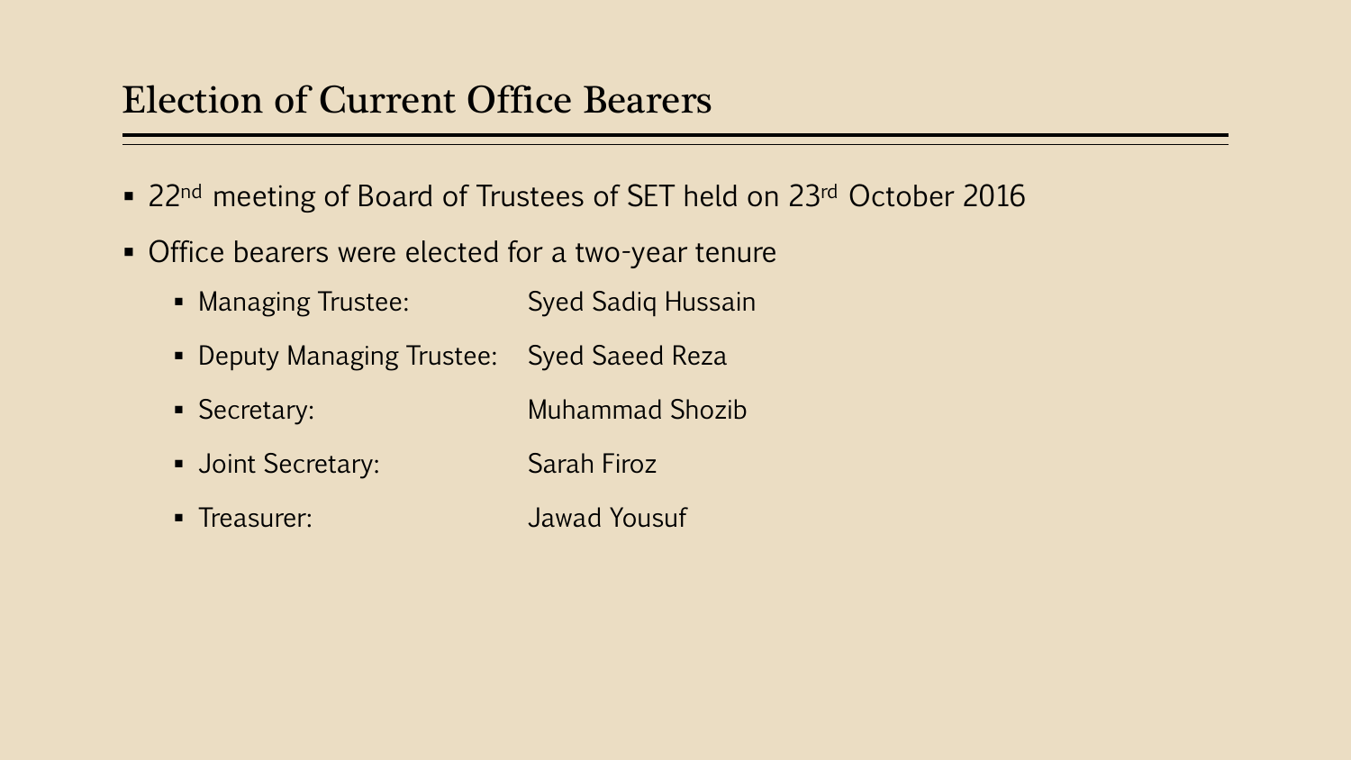# Election of Current Office Bearers

- 22nd meeting of Board of Trustees of SET held on 23rd October 2016
- Office bearers were elected for a two-year tenure
  - Managing Trustee: Syed Sadiq Hussain
  - Deputy Managing Trustee: Syed Saeed Reza
  - Secretary: Muhammad Shozib
  - Joint Secretary: Sarah Firoz
  - Treasurer: Jawad Yousuf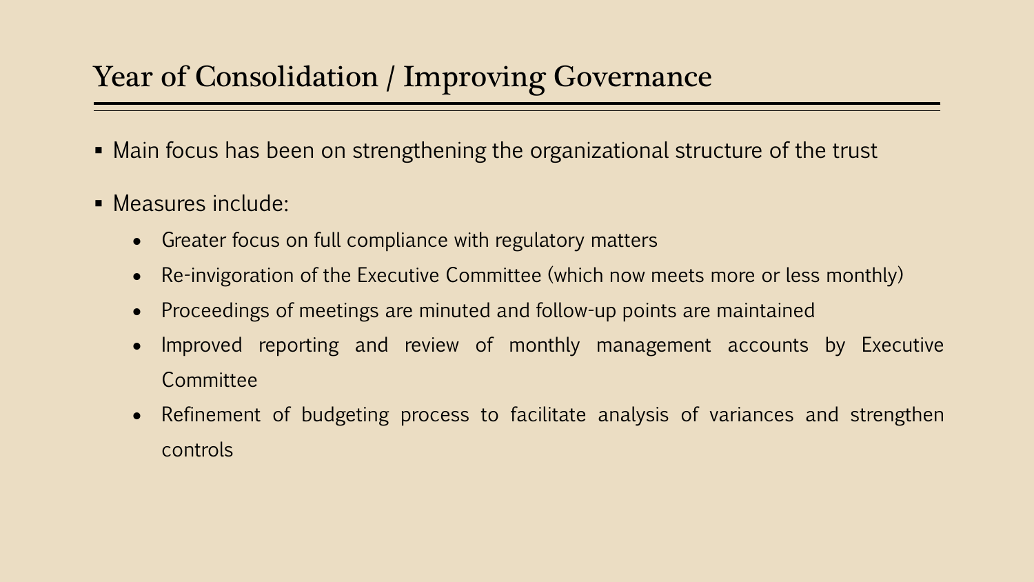## Year of Consolidation / Improving Governance

- Main focus has been on strengthening the organizational structure of the trust
- Measures include:
  - Greater focus on full compliance with regulatory matters
  - Re-invigoration of the Executive Committee (which now meets more or less monthly)
  - Proceedings of meetings are minuted and follow-up points are maintained
  - Improved reporting and review of monthly management accounts by Executive Committee
  - Refinement of budgeting process to facilitate analysis of variances and strengthen controls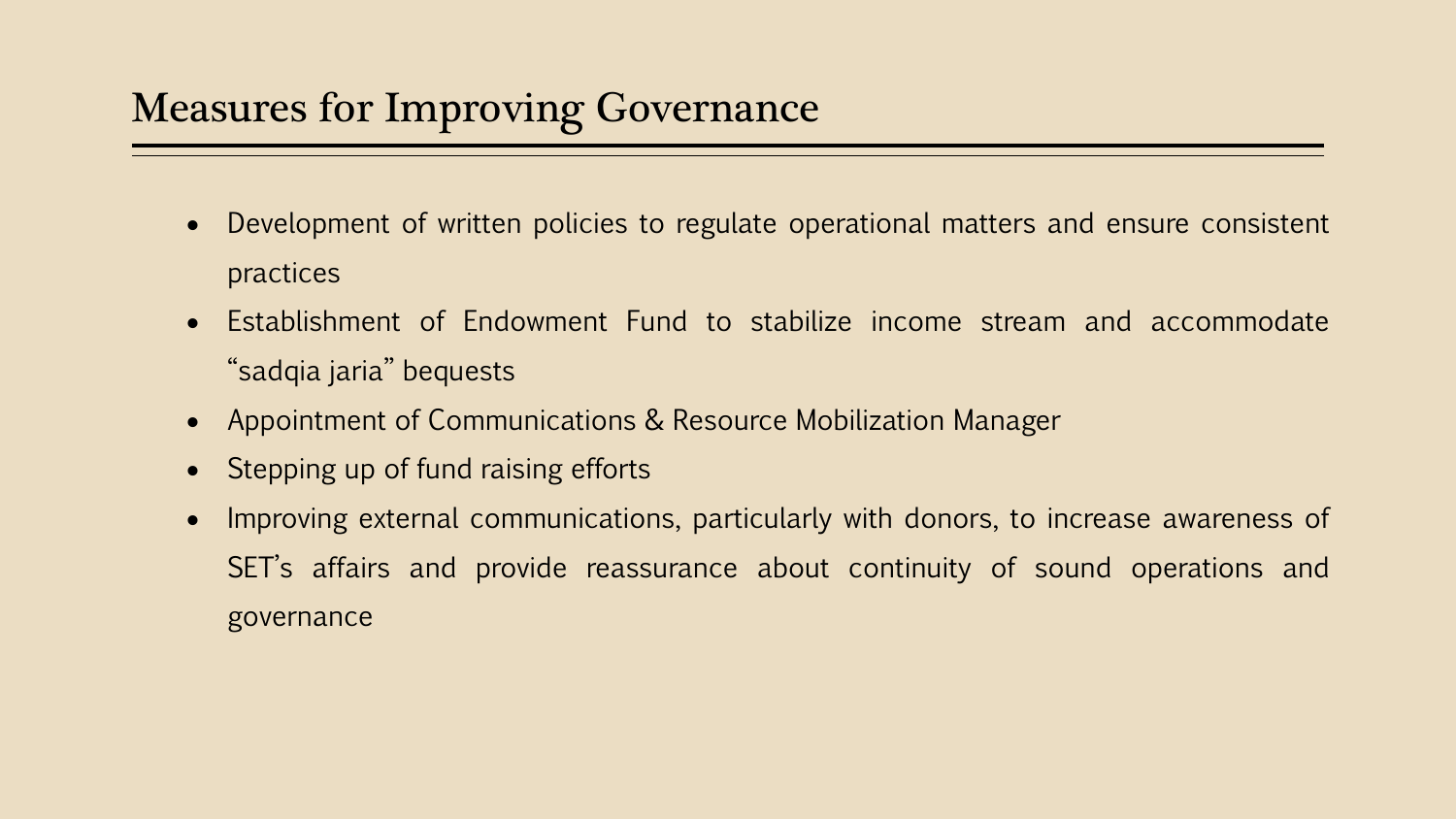## Measures for Improving Governance

- Development of written policies to regulate operational matters and ensure consistent practices
- Establishment of Endowment Fund to stabilize income stream and accommodate "sadqia jaria" bequests
- Appointment of Communications & Resource Mobilization Manager
- Stepping up of fund raising efforts
- Improving external communications, particularly with donors, to increase awareness of SET's affairs and provide reassurance about continuity of sound operations and governance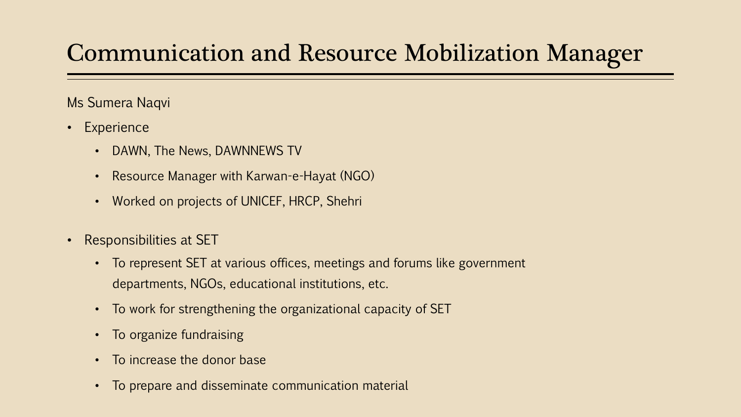# Communication and Resource Mobilization Manager

Ms Sumera Naqvi

- Experience
  - DAWN, The News, DAWNNEWS TV
  - Resource Manager with Karwan-e-Hayat (NGO)
  - Worked on projects of UNICEF, HRCP, Shehri
- Responsibilities at SET
  - To represent SET at various offices, meetings and forums like government departments, NGOs, educational institutions, etc.
  - To work for strengthening the organizational capacity of SET
  - To organize fundraising
  - To increase the donor base
  - To prepare and disseminate communication material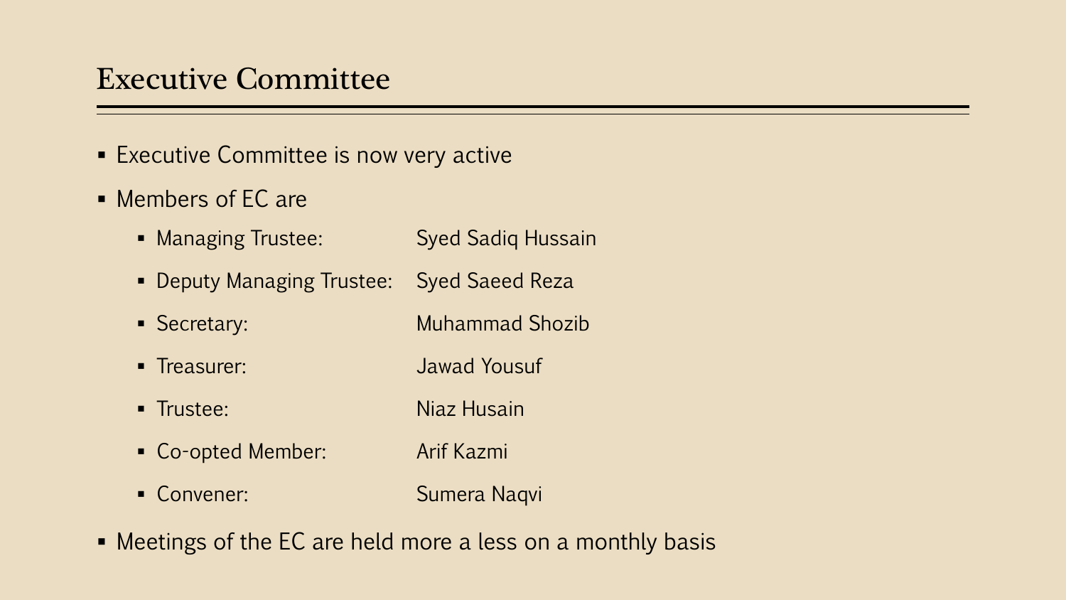# Executive Committee

- Executive Committee is now very active
- Members of EC are
  - Managing Trustee: Syed Sadiq Hussain
  - Deputy Managing Trustee: Syed Saeed Reza
  - Secretary: Muhammad Shozib
  - Treasurer: Jawad Yousuf
  - Trustee: Niaz Husain
  - Co-opted Member: Arif Kazmi
  - Convener: Sumera Naqvi
- Meetings of the EC are held more a less on a monthly basis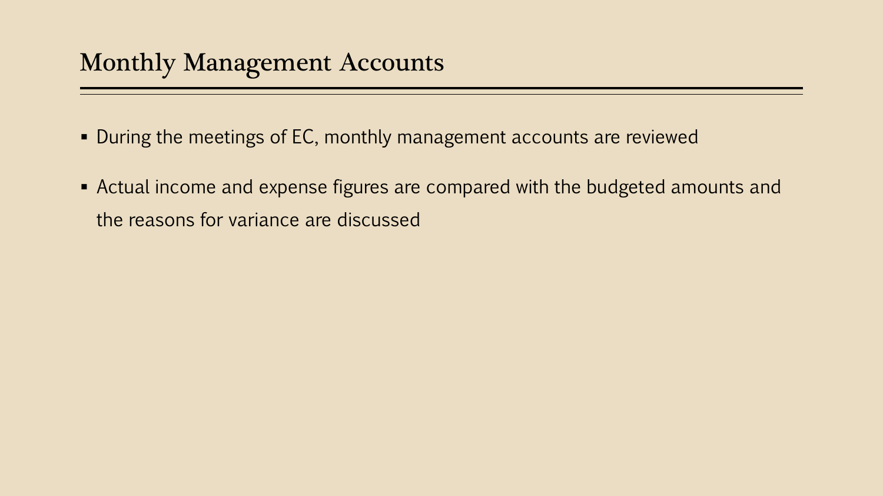## Monthly Management Accounts

- During the meetings of EC, monthly management accounts are reviewed
- Actual income and expense figures are compared with the budgeted amounts and the reasons for variance are discussed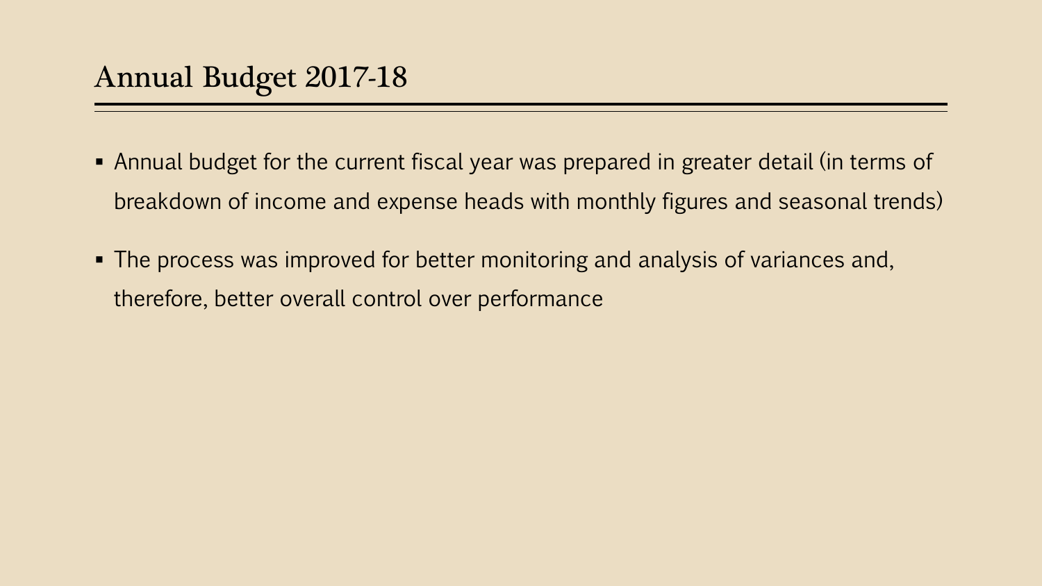# Annual Budget 2017-18

- Annual budget for the current fiscal year was prepared in greater detail (in terms of breakdown of income and expense heads with monthly figures and seasonal trends)
- The process was improved for better monitoring and analysis of variances and, therefore, better overall control over performance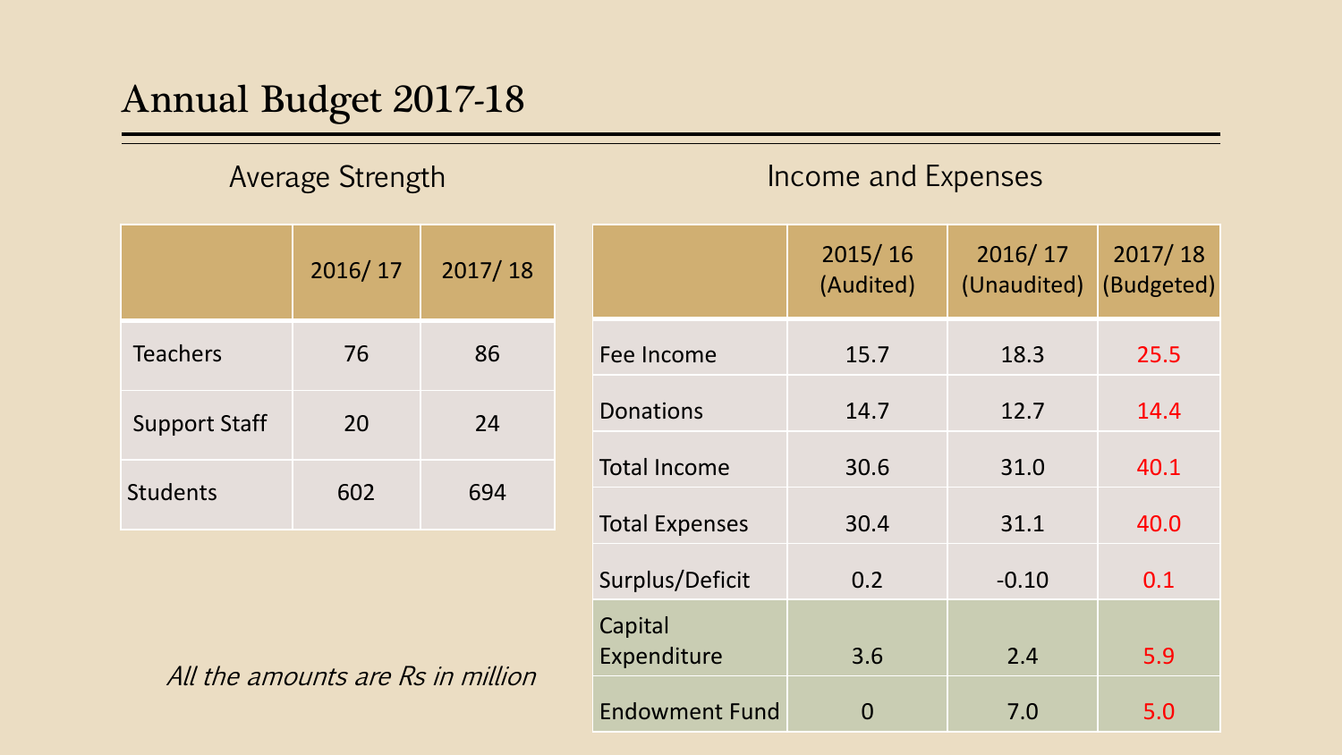# Annual Budget 2017-18

## Average Strength

| | 2016/ 17 | 2017/ 18 |
|---|---|---|
| Teachers | 76 | 86 |
| Support Staff | 20 | 24 |
| Students | 602 | 694 |

*All the amounts are Rs in million*

## Income and Expenses

| | 2015/ 16 (Audited) | 2016/ 17 (Unaudited) | 2017/ 18 (Budgeted) |
|---|---|---|---|
| Fee Income | 15.7 | 18.3 | 25.5 |
| Donations | 14.7 | 12.7 | 14.4 |
| Total Income | 30.6 | 31.0 | 40.1 |
| Total Expenses | 30.4 | 31.1 | 40.0 |
| Surplus/Deficit | 0.2 | -0.10 | 0.1 |
| Capital Expenditure | 3.6 | 2.4 | 5.9 |
| Endowment Fund | 0 | 7.0 | 5.0 |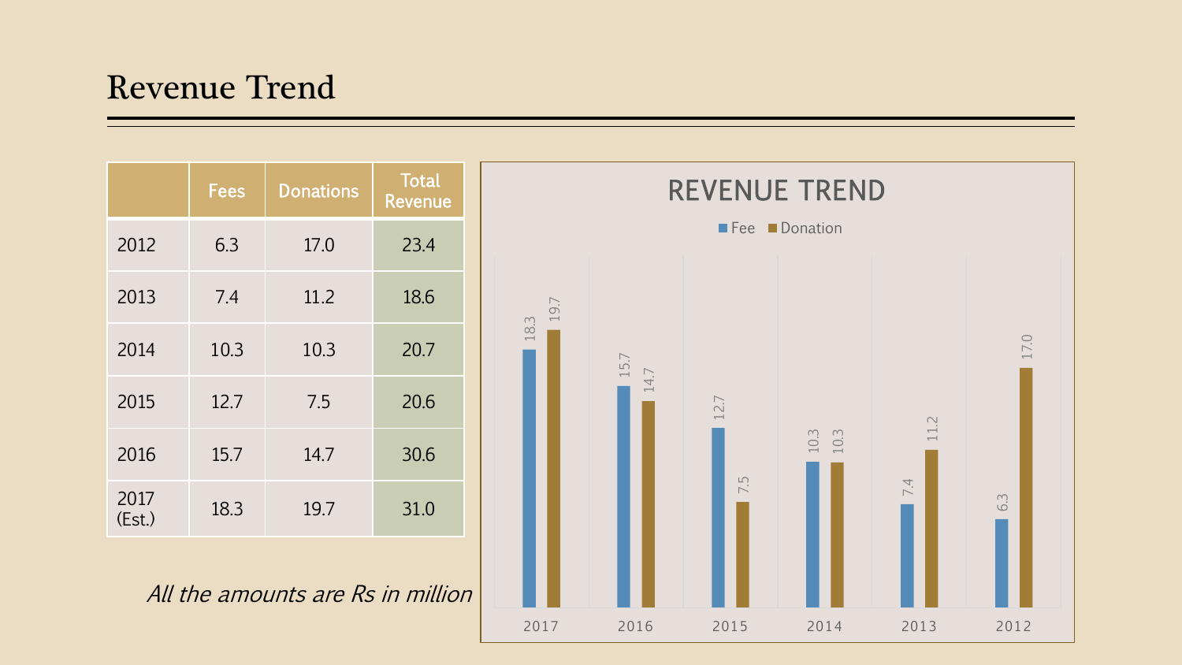# Revenue Trend

| | Fees | Donations | Total Revenue |
|---|---|---|---|
| 2012 | 6.3 | 17.0 | 23.4 |
| 2013 | 7.4 | 11.2 | 18.6 |
| 2014 | 10.3 | 10.3 | 20.7 |
| 2015 | 12.7 | 7.5 | 20.6 |
| 2016 | 15.7 | 14.7 | 30.6 |
| 2017 (Est.) | 18.3 | 19.7 | 31.0 |

*All the amounts are Rs in million*

REVENUE TREND

Fee Donation

| | 2017 | 2016 | 2015 | 2014 | 2013 | 2012 |
|---|---|---|---|---|---|---|
| Fee | 18.3 | 15.7 | 12.7 | 10.3 | 7.4 | 6.3 |
| Donation | 19.7 | 14.7 | 7.5 | 10.3 | 11.2 | 17.0 |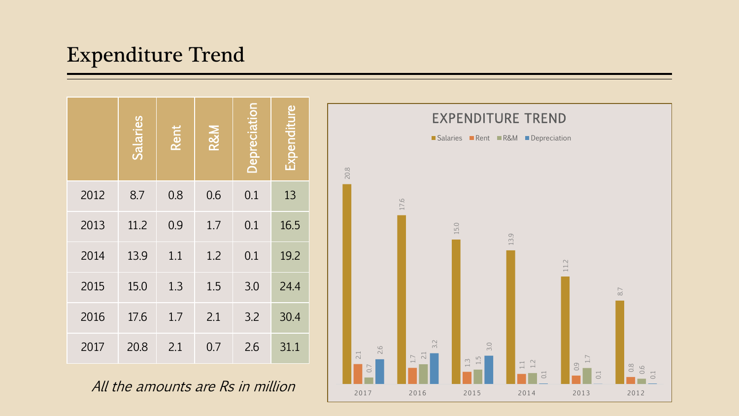# Expenditure Trend

| | Salaries | Rent | R&M | Depreciation | Expenditure |
|---|---|---|---|---|---|
| 2012 | 8.7 | 0.8 | 0.6 | 0.1 | 13 |
| 2013 | 11.2 | 0.9 | 1.7 | 0.1 | 16.5 |
| 2014 | 13.9 | 1.1 | 1.2 | 0.1 | 19.2 |
| 2015 | 15.0 | 1.3 | 1.5 | 3.0 | 24.4 |
| 2016 | 17.6 | 1.7 | 2.1 | 3.2 | 30.4 |
| 2017 | 20.8 | 2.1 | 0.7 | 2.6 | 31.1 |

*All the amounts are Rs in million*

**EXPENDITURE TREND**

| | Salaries | Rent | R&M | Depreciation |
|---|---|---|---|---|
| 2017 | 20.8 | 2.1 | 0.7 | 2.6 |
| 2016 | 17.6 | 1.7 | 2.1 | 3.2 |
| 2015 | 15.0 | 1.3 | 1.5 | 3.0 |
| 2014 | 13.9 | 1.1 | 1.2 | 0.1 |
| 2013 | 11.2 | 0.9 | 1.7 | 0.1 |
| 2012 | 8.7 | 0.8 | 0.6 | 0.1 |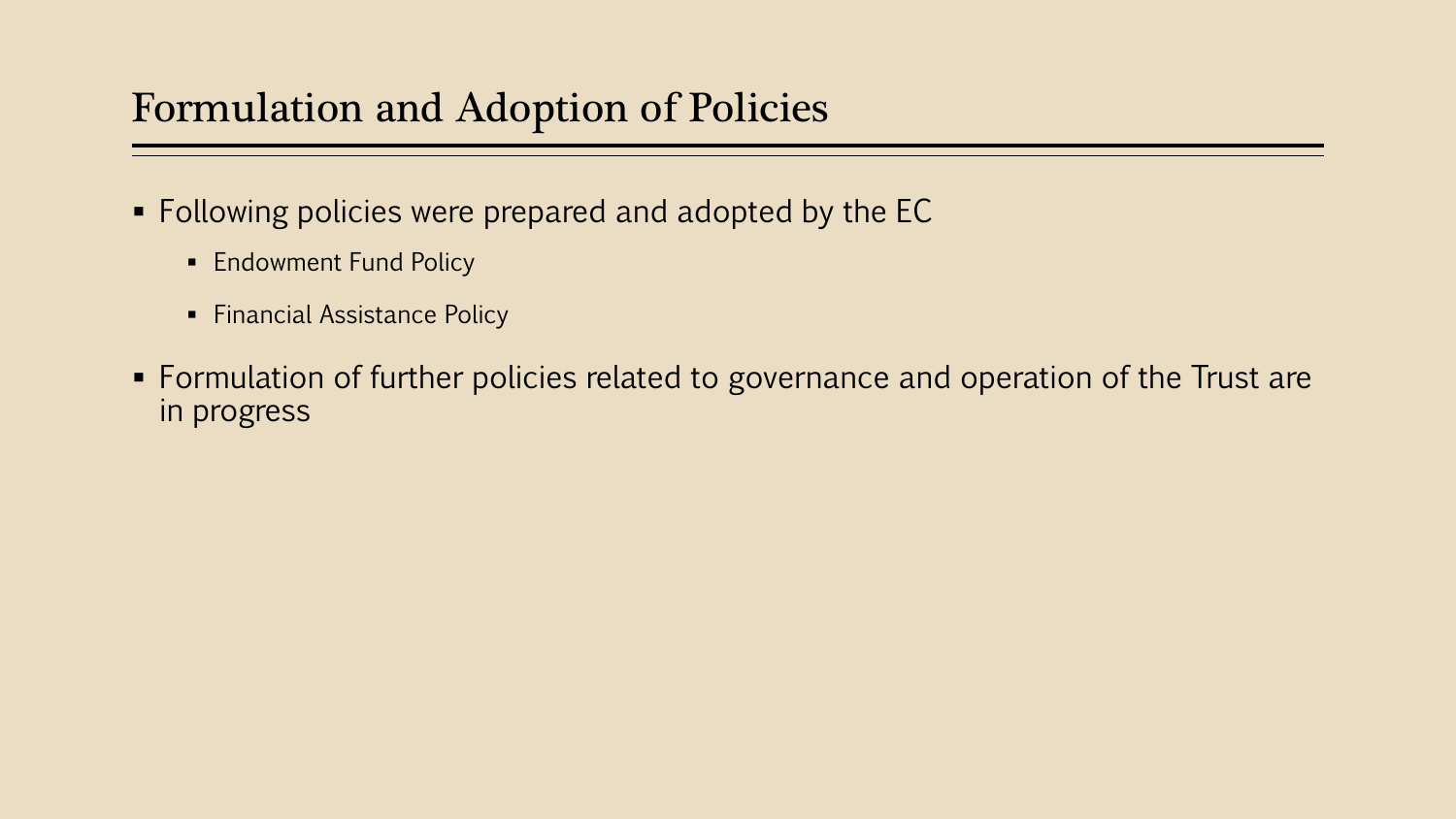# Formulation and Adoption of Policies

- Following policies were prepared and adopted by the EC
  - Endowment Fund Policy
  - Financial Assistance Policy
- Formulation of further policies related to governance and operation of the Trust are in progress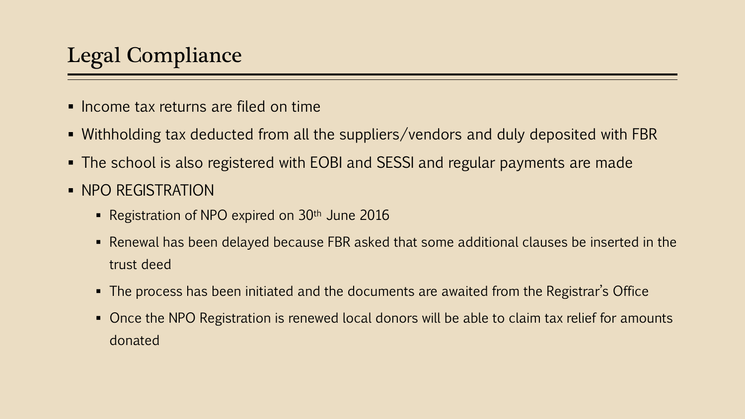# Legal Compliance

- Income tax returns are filed on time
- Withholding tax deducted from all the suppliers/vendors and duly deposited with FBR
- The school is also registered with EOBI and SESSI and regular payments are made
- NPO REGISTRATION
  - Registration of NPO expired on 30th June 2016
  - Renewal has been delayed because FBR asked that some additional clauses be inserted in the trust deed
  - The process has been initiated and the documents are awaited from the Registrar's Office
  - Once the NPO Registration is renewed local donors will be able to claim tax relief for amounts donated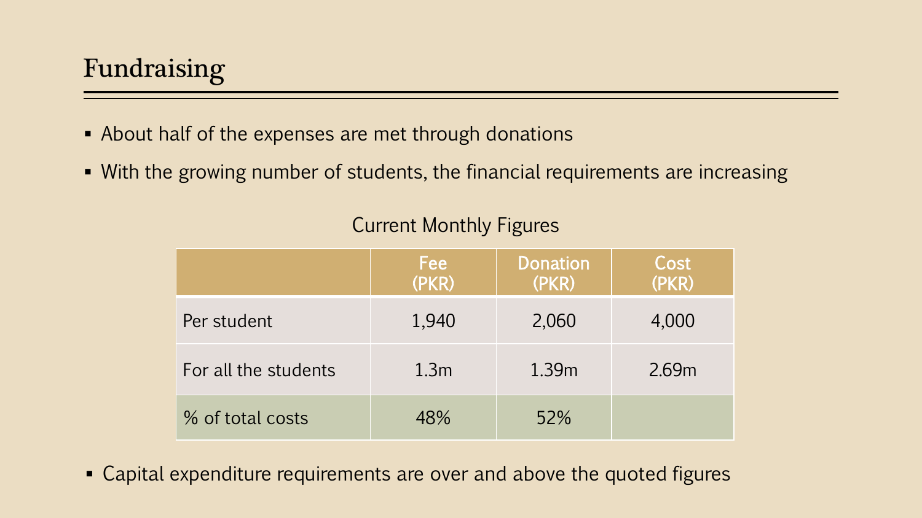# Fundraising

- About half of the expenses are met through donations
- With the growing number of students, the financial requirements are increasing

Current Monthly Figures

| | Fee (PKR) | Donation (PKR) | Cost (PKR) |
|---|---|---|---|
| Per student | 1,940 | 2,060 | 4,000 |
| For all the students | 1.3m | 1.39m | 2.69m |
| % of total costs | 48% | 52% | |

- Capital expenditure requirements are over and above the quoted figures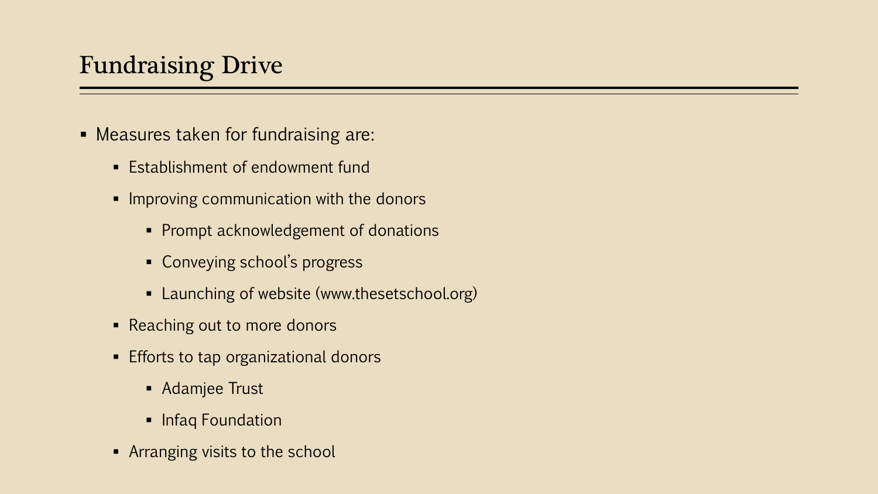## Fundraising Drive

- Measures taken for fundraising are:
  - Establishment of endowment fund
  - Improving communication with the donors
    - Prompt acknowledgement of donations
    - Conveying school's progress
    - Launching of website (www.thesetschool.org)
  - Reaching out to more donors
  - Efforts to tap organizational donors
    - Adamjee Trust
    - Infaq Foundation
  - Arranging visits to the school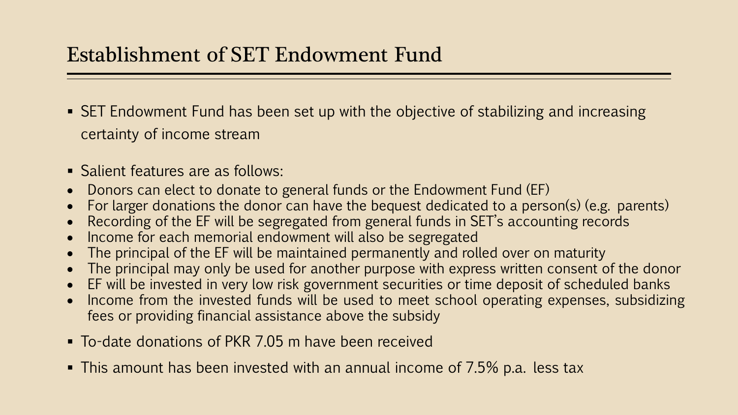# Establishment of SET Endowment Fund

- SET Endowment Fund has been set up with the objective of stabilizing and increasing certainty of income stream
- Salient features are as follows:
  - Donors can elect to donate to general funds or the Endowment Fund (EF)
  - For larger donations the donor can have the bequest dedicated to a person(s) (e.g. parents)
  - Recording of the EF will be segregated from general funds in SET's accounting records
  - Income for each memorial endowment will also be segregated
  - The principal of the EF will be maintained permanently and rolled over on maturity
  - The principal may only be used for another purpose with express written consent of the donor
  - EF will be invested in very low risk government securities or time deposit of scheduled banks
  - Income from the invested funds will be used to meet school operating expenses, subsidizing fees or providing financial assistance above the subsidy
- To-date donations of PKR 7.05 m have been received
- This amount has been invested with an annual income of 7.5% p.a. less tax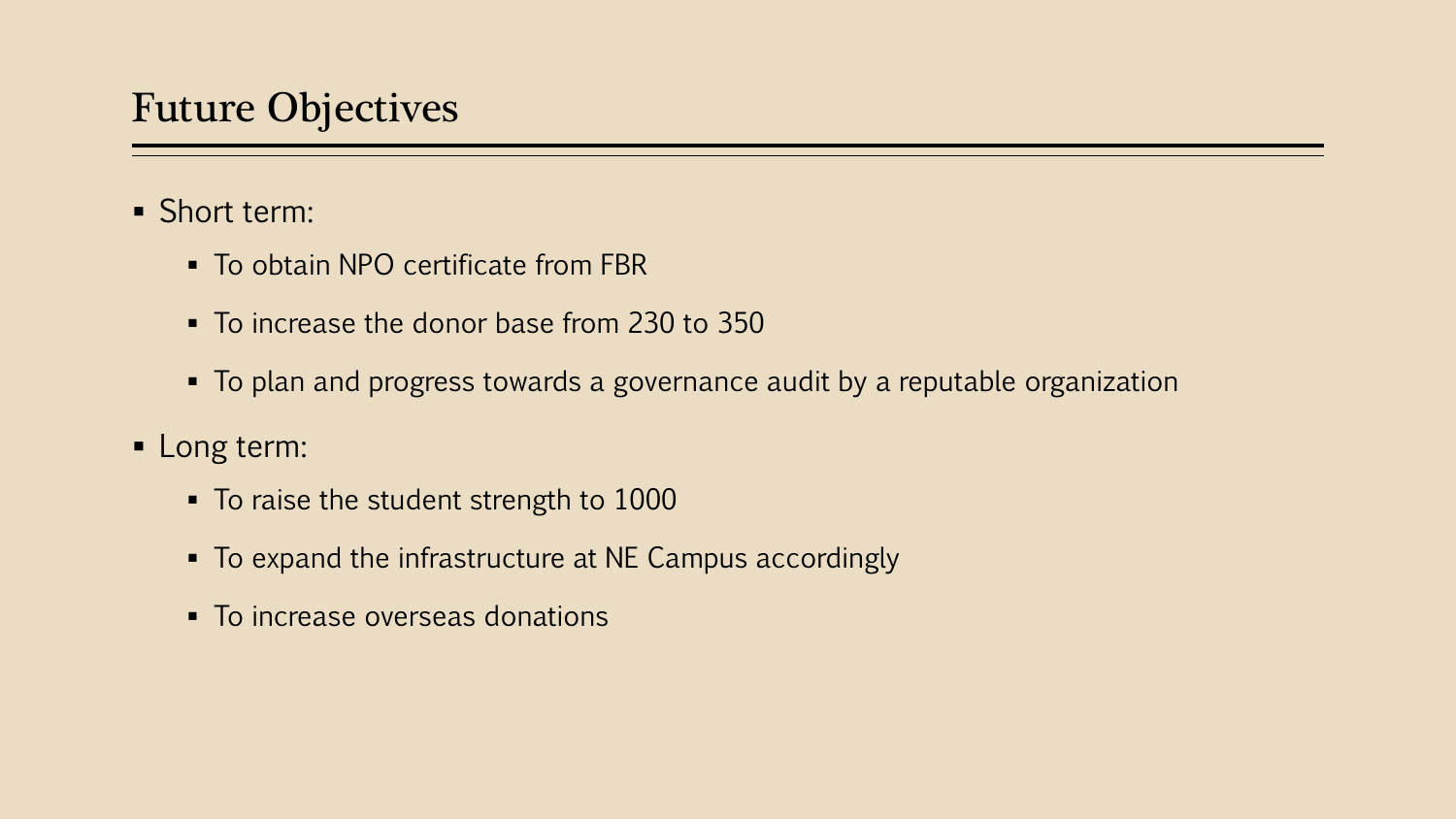## Future Objectives

- Short term:
  - To obtain NPO certificate from FBR
  - To increase the donor base from 230 to 350
  - To plan and progress towards a governance audit by a reputable organization
- Long term:
  - To raise the student strength to 1000
  - To expand the infrastructure at NE Campus accordingly
  - To increase overseas donations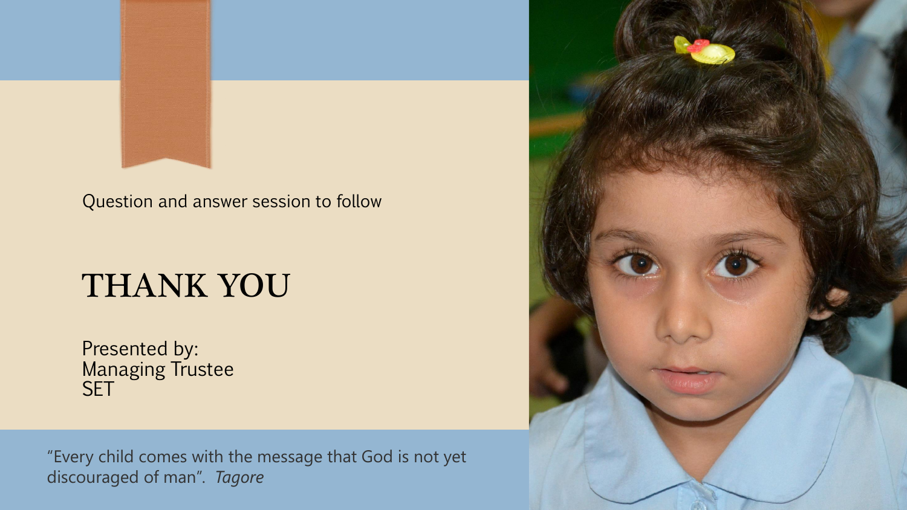Question and answer session to follow

# THANK YOU

Presented by:
Managing Trustee
SET

“Every child comes with the message that God is not yet discouraged of man”. *Tagore*